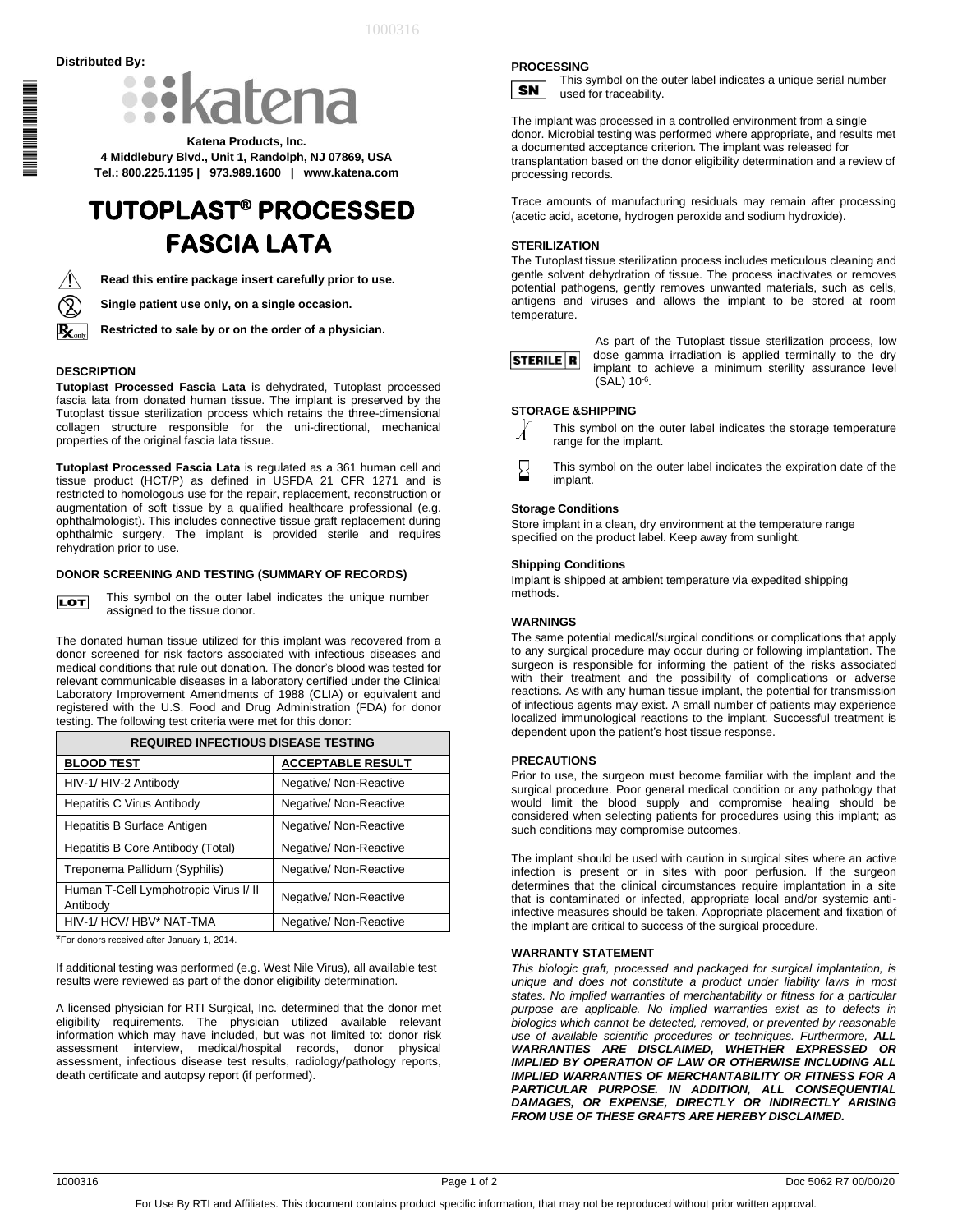**Distributed By:**

katena

**Katena Products, Inc.**
**4 Middlebury Blvd., Unit 1, Randolph, NJ 07869, USA**
**Tel.: 800.225.1195 | 973.989.1600 | www.katena.com**

# TUTOPLAST® PROCESSED FASCIA LATA

**Read this entire package insert carefully prior to use.**

**Single patient use only, on a single occasion.**

**Restricted to sale by or on the order of a physician.**

### DESCRIPTION

**Tutoplast Processed Fascia Lata** is dehydrated, Tutoplast processed fascia lata from donated human tissue. The implant is preserved by the Tutoplast tissue sterilization process which retains the three-dimensional collagen structure responsible for the uni-directional, mechanical properties of the original fascia lata tissue.

**Tutoplast Processed Fascia Lata** is regulated as a 361 human cell and tissue product (HCT/P) as defined in USFDA 21 CFR 1271 and is restricted to homologous use for the repair, replacement, reconstruction or augmentation of soft tissue by a qualified healthcare professional (e.g. ophthalmologist). This includes connective tissue graft replacement during ophthalmic surgery. The implant is provided sterile and requires rehydration prior to use.

### DONOR SCREENING AND TESTING (SUMMARY OF RECORDS)

LOT This symbol on the outer label indicates the unique number assigned to the tissue donor.

The donated human tissue utilized for this implant was recovered from a donor screened for risk factors associated with infectious diseases and medical conditions that rule out donation. The donor's blood was tested for relevant communicable diseases in a laboratory certified under the Clinical Laboratory Improvement Amendments of 1988 (CLIA) or equivalent and registered with the U.S. Food and Drug Administration (FDA) for donor testing. The following test criteria were met for this donor:

| REQUIRED INFECTIOUS DISEASE TESTING | |
|---|---|
| **BLOOD TEST** | **ACCEPTABLE RESULT** |
| HIV-1/ HIV-2 Antibody | Negative/ Non-Reactive |
| Hepatitis C Virus Antibody | Negative/ Non-Reactive |
| Hepatitis B Surface Antigen | Negative/ Non-Reactive |
| Hepatitis B Core Antibody (Total) | Negative/ Non-Reactive |
| Treponema Pallidum (Syphilis) | Negative/ Non-Reactive |
| Human T-Cell Lymphotropic Virus I/ II Antibody | Negative/ Non-Reactive |
| HIV-1/ HCV/ HBV* NAT-TMA | Negative/ Non-Reactive |

*For donors received after January 1, 2014.

If additional testing was performed (e.g. West Nile Virus), all available test results were reviewed as part of the donor eligibility determination.

A licensed physician for RTI Surgical, Inc. determined that the donor met eligibility requirements. The physician utilized available relevant information which may have included, but was not limited to: donor risk assessment interview, medical/hospital records, donor physical assessment, infectious disease test results, radiology/pathology reports, death certificate and autopsy report (if performed).

### PROCESSING

SN This symbol on the outer label indicates a unique serial number used for traceability.

The implant was processed in a controlled environment from a single donor. Microbial testing was performed where appropriate, and results met a documented acceptance criterion. The implant was released for transplantation based on the donor eligibility determination and a review of processing records.

Trace amounts of manufacturing residuals may remain after processing (acetic acid, acetone, hydrogen peroxide and sodium hydroxide).

### STERILIZATION

The Tutoplast tissue sterilization process includes meticulous cleaning and gentle solvent dehydration of tissue. The process inactivates or removes potential pathogens, gently removes unwanted materials, such as cells, antigens and viruses and allows the implant to be stored at room temperature.

STERILE R As part of the Tutoplast tissue sterilization process, low dose gamma irradiation is applied terminally to the dry implant to achieve a minimum sterility assurance level (SAL) $10^{-6}$.

### STORAGE &SHIPPING

This symbol on the outer label indicates the storage temperature range for the implant.

This symbol on the outer label indicates the expiration date of the implant.

#### Storage Conditions

Store implant in a clean, dry environment at the temperature range specified on the product label. Keep away from sunlight.

#### Shipping Conditions

Implant is shipped at ambient temperature via expedited shipping methods.

### WARNINGS

The same potential medical/surgical conditions or complications that apply to any surgical procedure may occur during or following implantation. The surgeon is responsible for informing the patient of the risks associated with their treatment and the possibility of complications or adverse reactions. As with any human tissue implant, the potential for transmission of infectious agents may exist. A small number of patients may experience localized immunological reactions to the implant. Successful treatment is dependent upon the patient's host tissue response.

### PRECAUTIONS

Prior to use, the surgeon must become familiar with the implant and the surgical procedure. Poor general medical condition or any pathology that would limit the blood supply and compromise healing should be considered when selecting patients for procedures using this implant; as such conditions may compromise outcomes.

The implant should be used with caution in surgical sites where an active infection is present or in sites with poor perfusion. If the surgeon determines that the clinical circumstances require implantation in a site that is contaminated or infected, appropriate local and/or systemic anti-infective measures should be taken. Appropriate placement and fixation of the implant are critical to success of the surgical procedure.

### WARRANTY STATEMENT

*This biologic graft, processed and packaged for surgical implantation, is unique and does not constitute a product under liability laws in most states. No implied warranties of merchantability or fitness for a particular purpose are applicable. No implied warranties exist as to defects in biologics which cannot be detected, removed, or prevented by reasonable use of available scientific procedures or techniques. Furthermore,* ***ALL WARRANTIES ARE DISCLAIMED, WHETHER EXPRESSED OR IMPLIED BY OPERATION OF LAW OR OTHERWISE INCLUDING ALL IMPLIED WARRANTIES OF MERCHANTABILITY OR FITNESS FOR A PARTICULAR PURPOSE. IN ADDITION, ALL CONSEQUENTIAL DAMAGES, OR EXPENSE, DIRECTLY OR INDIRECTLY ARISING FROM USE OF THESE GRAFTS ARE HEREBY DISCLAIMED.***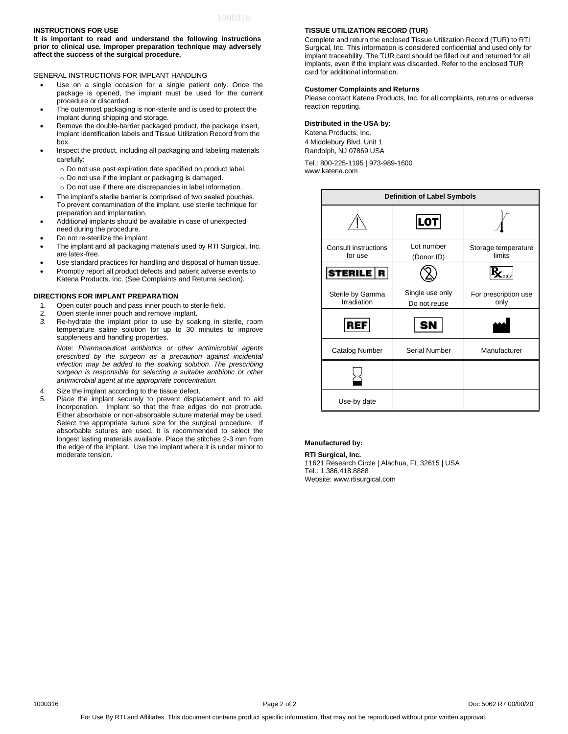## INSTRUCTIONS FOR USE

**It is important to read and understand the following instructions prior to clinical use. Improper preparation technique may adversely affect the success of the surgical procedure.**

GENERAL INSTRUCTIONS FOR IMPLANT HANDLING

- Use on a single occasion for a single patient only. Once the package is opened, the implant must be used for the current procedure or discarded.
- The outermost packaging is non-sterile and is used to protect the implant during shipping and storage.
- Remove the double-barrier packaged product, the package insert, implant identification labels and Tissue Utilization Record from the box.
- Inspect the product, including all packaging and labeling materials carefully:
  - Do not use past expiration date specified on product label.
  - Do not use if the implant or packaging is damaged.
  - Do not use if there are discrepancies in label information.
- The implant's sterile barrier is comprised of two sealed pouches. To prevent contamination of the implant, use sterile technique for preparation and implantation.
- Additional implants should be available in case of unexpected need during the procedure.
- Do not re-sterilize the implant.
- The implant and all packaging materials used by RTI Surgical, Inc. are latex-free.
- Use standard practices for handling and disposal of human tissue.
- Promptly report all product defects and patient adverse events to Katena Products, Inc. (See Complaints and Returns section).

### DIRECTIONS FOR IMPLANT PREPARATION

1. Open outer pouch and pass inner pouch to sterile field.
2. Open sterile inner pouch and remove implant.
3. Re-hydrate the implant prior to use by soaking in sterile, room temperature saline solution for up to 30 minutes to improve suppleness and handling properties.

   *Note: Pharmaceutical antibiotics or other antimicrobial agents prescribed by the surgeon as a precaution against incidental infection may be added to the soaking solution. The prescribing surgeon is responsible for selecting a suitable antibiotic or other antimicrobial agent at the appropriate concentration.*

4. Size the implant according to the tissue defect.
5. Place the implant securely to prevent displacement and to aid incorporation. Implant so that the free edges do not protrude. Either absorbable or non-absorbable suture material may be used. Select the appropriate suture size for the surgical procedure. If absorbable sutures are used, it is recommended to select the longest lasting materials available. Place the stitches 2-3 mm from the edge of the implant. Use the implant where it is under minor to moderate tension.

### TISSUE UTILIZATION RECORD (TUR)

Complete and return the enclosed Tissue Utilization Record (TUR) to RTI Surgical, Inc. This information is considered confidential and used only for implant traceability. The TUR card should be filled out and returned for all implants, even if the implant was discarded. Refer to the enclosed TUR card for additional information.

**Customer Complaints and Returns**

Please contact Katena Products, Inc. for all complaints, returns or adverse reaction reporting.

**Distributed in the USA by:**

Katena Products, Inc.
4 Middlebury Blvd. Unit 1
Randolph, NJ 07869 USA

Tel.: 800-225-1195 | 973-989-1600
www.katena.com

| Definition of Label Symbols | | |
|---|---|---|
| ⚠ | LOT | |
| Consult instructions for use | Lot number (Donor ID) | Storage temperature limits |
| STERILE R | | Rx only |
| Sterile by Gamma Irradiation | Single use only Do not reuse | For prescription use only |
| REF | SN | |
| Catalog Number | Serial Number | Manufacturer |
| | | |
| Use-by date | | |

**Manufactured by:**

**RTI Surgical, Inc.**
11621 Research Circle | Alachua, FL 32615 | USA
Tel.: 1.386.418.8888
Website: www.rtisurgical.com

Doc 5062 R7 00/00/20

For Use By RTI and Affiliates. This document contains product specific information, that may not be reproduced without prior written approval.